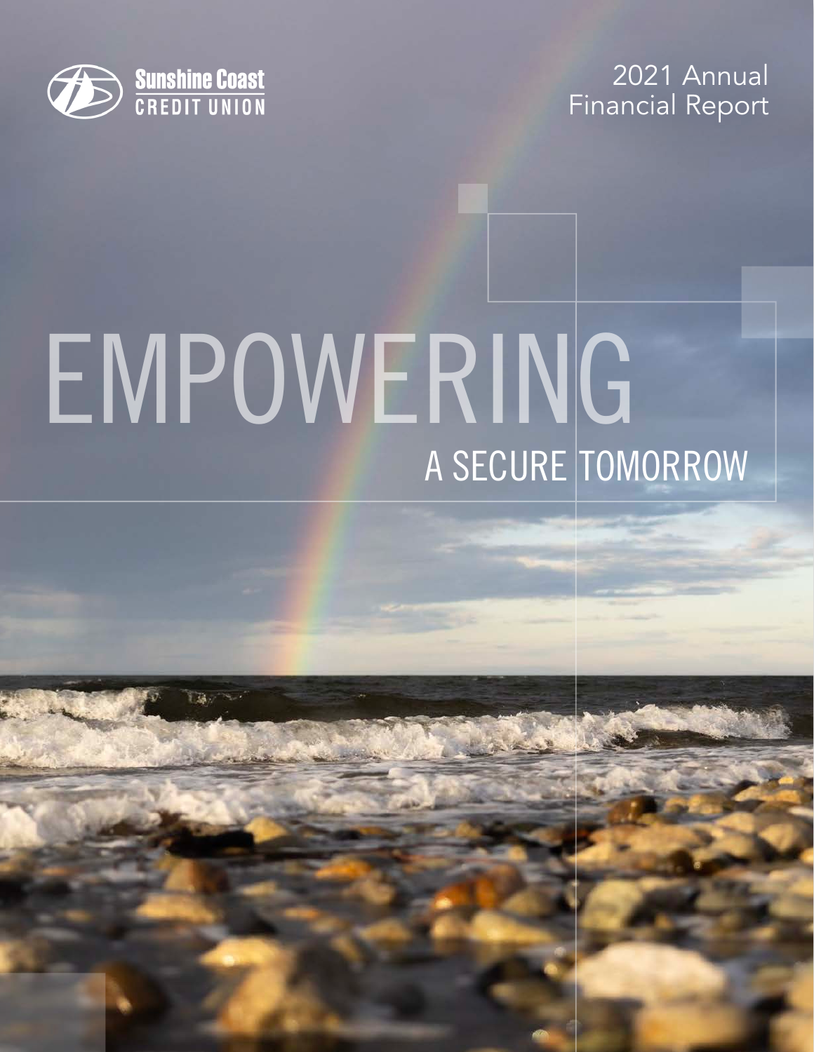Sunshine Coast
CREDIT UNION

2021 Annual
Financial Report

# EMPOWERING
## A SECURE TOMORROW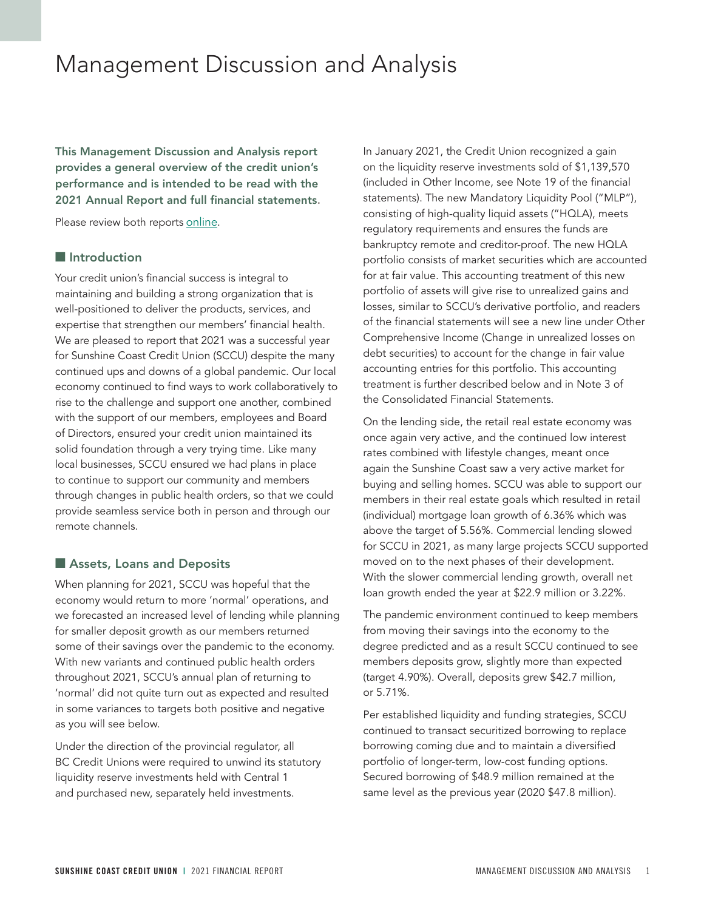# Management Discussion and Analysis

**This Management Discussion and Analysis report provides a general overview of the credit union's performance and is intended to be read with the 2021 Annual Report and full financial statements.**

Please review both reports online.

## Introduction

Your credit union's financial success is integral to maintaining and building a strong organization that is well-positioned to deliver the products, services, and expertise that strengthen our members' financial health. We are pleased to report that 2021 was a successful year for Sunshine Coast Credit Union (SCCU) despite the many continued ups and downs of a global pandemic. Our local economy continued to find ways to work collaboratively to rise to the challenge and support one another, combined with the support of our members, employees and Board of Directors, ensured your credit union maintained its solid foundation through a very trying time. Like many local businesses, SCCU ensured we had plans in place to continue to support our community and members through changes in public health orders, so that we could provide seamless service both in person and through our remote channels.

## Assets, Loans and Deposits

When planning for 2021, SCCU was hopeful that the economy would return to more 'normal' operations, and we forecasted an increased level of lending while planning for smaller deposit growth as our members returned some of their savings over the pandemic to the economy. With new variants and continued public health orders throughout 2021, SCCU's annual plan of returning to 'normal' did not quite turn out as expected and resulted in some variances to targets both positive and negative as you will see below.

Under the direction of the provincial regulator, all BC Credit Unions were required to unwind its statutory liquidity reserve investments held with Central 1 and purchased new, separately held investments.

In January 2021, the Credit Union recognized a gain on the liquidity reserve investments sold of $1,139,570 (included in Other Income, see Note 19 of the financial statements). The new Mandatory Liquidity Pool ("MLP"), consisting of high-quality liquid assets ("HQLA), meets regulatory requirements and ensures the funds are bankruptcy remote and creditor-proof. The new HQLA portfolio consists of market securities which are accounted for at fair value. This accounting treatment of this new portfolio of assets will give rise to unrealized gains and losses, similar to SCCU's derivative portfolio, and readers of the financial statements will see a new line under Other Comprehensive Income (Change in unrealized losses on debt securities) to account for the change in fair value accounting entries for this portfolio. This accounting treatment is further described below and in Note 3 of the Consolidated Financial Statements.

On the lending side, the retail real estate economy was once again very active, and the continued low interest rates combined with lifestyle changes, meant once again the Sunshine Coast saw a very active market for buying and selling homes. SCCU was able to support our members in their real estate goals which resulted in retail (individual) mortgage loan growth of 6.36% which was above the target of 5.56%. Commercial lending slowed for SCCU in 2021, as many large projects SCCU supported moved on to the next phases of their development. With the slower commercial lending growth, overall net loan growth ended the year at $22.9 million or 3.22%.

The pandemic environment continued to keep members from moving their savings into the economy to the degree predicted and as a result SCCU continued to see members deposits grow, slightly more than expected (target 4.90%). Overall, deposits grew $42.7 million, or 5.71%.

Per established liquidity and funding strategies, SCCU continued to transact securitized borrowing to replace borrowing coming due and to maintain a diversified portfolio of longer-term, low-cost funding options. Secured borrowing of $48.9 million remained at the same level as the previous year (2020 $47.8 million).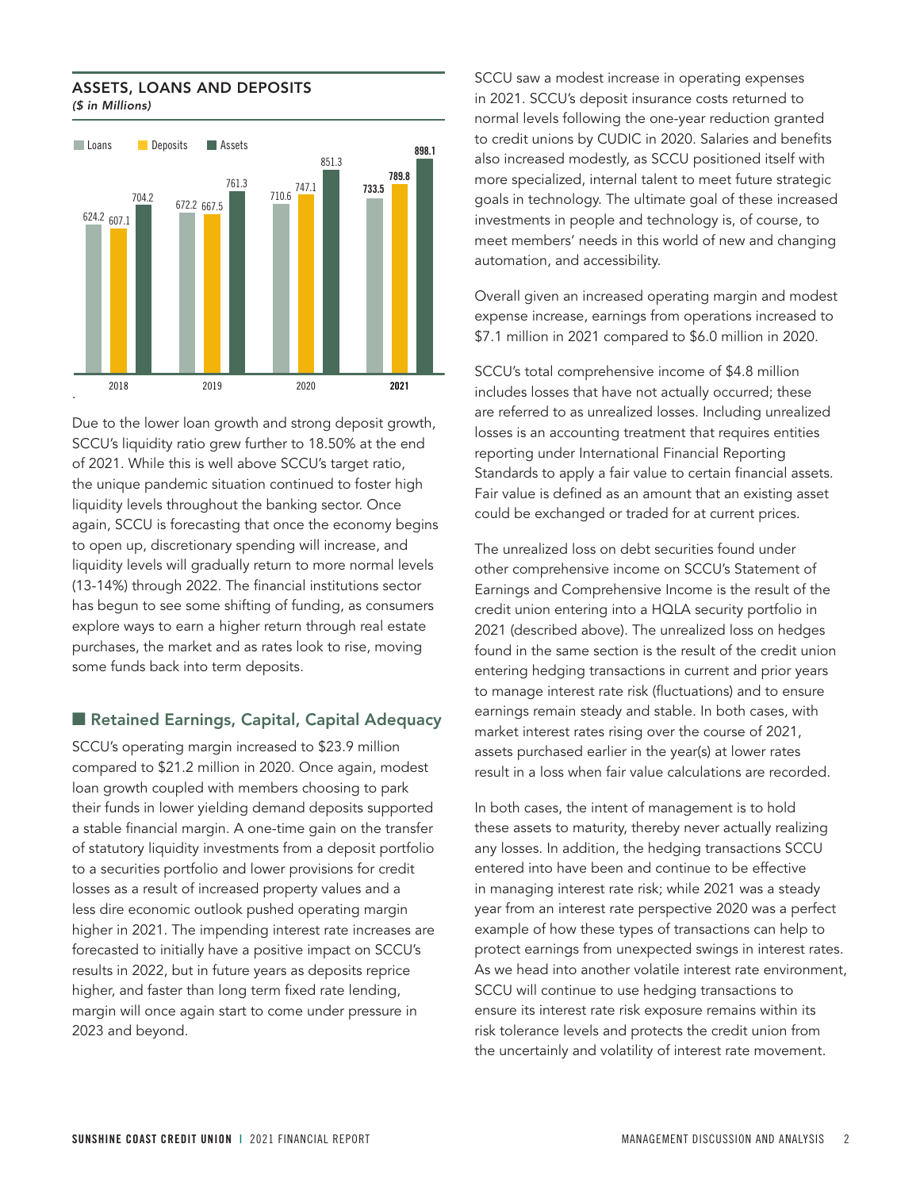## ASSETS, LOANS AND DEPOSITS
*($ in Millions)*

| | Loans | Deposits | Assets |
|---|---|---|---|
| 2018 | 624.2 | 607.1 | 704.2 |
| 2019 | 672.2 | 667.5 | 761.3 |
| 2020 | 710.6 | 747.1 | 851.3 |
| **2021** | **733.5** | **789.8** | **898.1** |

Due to the lower loan growth and strong deposit growth, SCCU's liquidity ratio grew further to 18.50% at the end of 2021. While this is well above SCCU's target ratio, the unique pandemic situation continued to foster high liquidity levels throughout the banking sector. Once again, SCCU is forecasting that once the economy begins to open up, discretionary spending will increase, and liquidity levels will gradually return to more normal levels (13-14%) through 2022. The financial institutions sector has begun to see some shifting of funding, as consumers explore ways to earn a higher return through real estate purchases, the market and as rates look to rise, moving some funds back into term deposits.

## Retained Earnings, Capital, Capital Adequacy

SCCU's operating margin increased to $23.9 million compared to $21.2 million in 2020. Once again, modest loan growth coupled with members choosing to park their funds in lower yielding demand deposits supported a stable financial margin. A one-time gain on the transfer of statutory liquidity investments from a deposit portfolio to a securities portfolio and lower provisions for credit losses as a result of increased property values and a less dire economic outlook pushed operating margin higher in 2021. The impending interest rate increases are forecasted to initially have a positive impact on SCCU's results in 2022, but in future years as deposits reprice higher, and faster than long term fixed rate lending, margin will once again start to come under pressure in 2023 and beyond.

SCCU saw a modest increase in operating expenses in 2021. SCCU's deposit insurance costs returned to normal levels following the one-year reduction granted to credit unions by CUDIC in 2020. Salaries and benefits also increased modestly, as SCCU positioned itself with more specialized, internal talent to meet future strategic goals in technology. The ultimate goal of these increased investments in people and technology is, of course, to meet members' needs in this world of new and changing automation, and accessibility.

Overall given an increased operating margin and modest expense increase, earnings from operations increased to $7.1 million in 2021 compared to $6.0 million in 2020.

SCCU's total comprehensive income of $4.8 million includes losses that have not actually occurred; these are referred to as unrealized losses. Including unrealized losses is an accounting treatment that requires entities reporting under International Financial Reporting Standards to apply a fair value to certain financial assets. Fair value is defined as an amount that an existing asset could be exchanged or traded for at current prices.

The unrealized loss on debt securities found under other comprehensive income on SCCU's Statement of Earnings and Comprehensive Income is the result of the credit union entering into a HQLA security portfolio in 2021 (described above). The unrealized loss on hedges found in the same section is the result of the credit union entering hedging transactions in current and prior years to manage interest rate risk (fluctuations) and to ensure earnings remain steady and stable. In both cases, with market interest rates rising over the course of 2021, assets purchased earlier in the year(s) at lower rates result in a loss when fair value calculations are recorded.

In both cases, the intent of management is to hold these assets to maturity, thereby never actually realizing any losses. In addition, the hedging transactions SCCU entered into have been and continue to be effective in managing interest rate risk; while 2021 was a steady year from an interest rate perspective 2020 was a perfect example of how these types of transactions can help to protect earnings from unexpected swings in interest rates. As we head into another volatile interest rate environment, SCCU will continue to use hedging transactions to ensure its interest rate risk exposure remains within its risk tolerance levels and protects the credit union from the uncertainly and volatility of interest rate movement.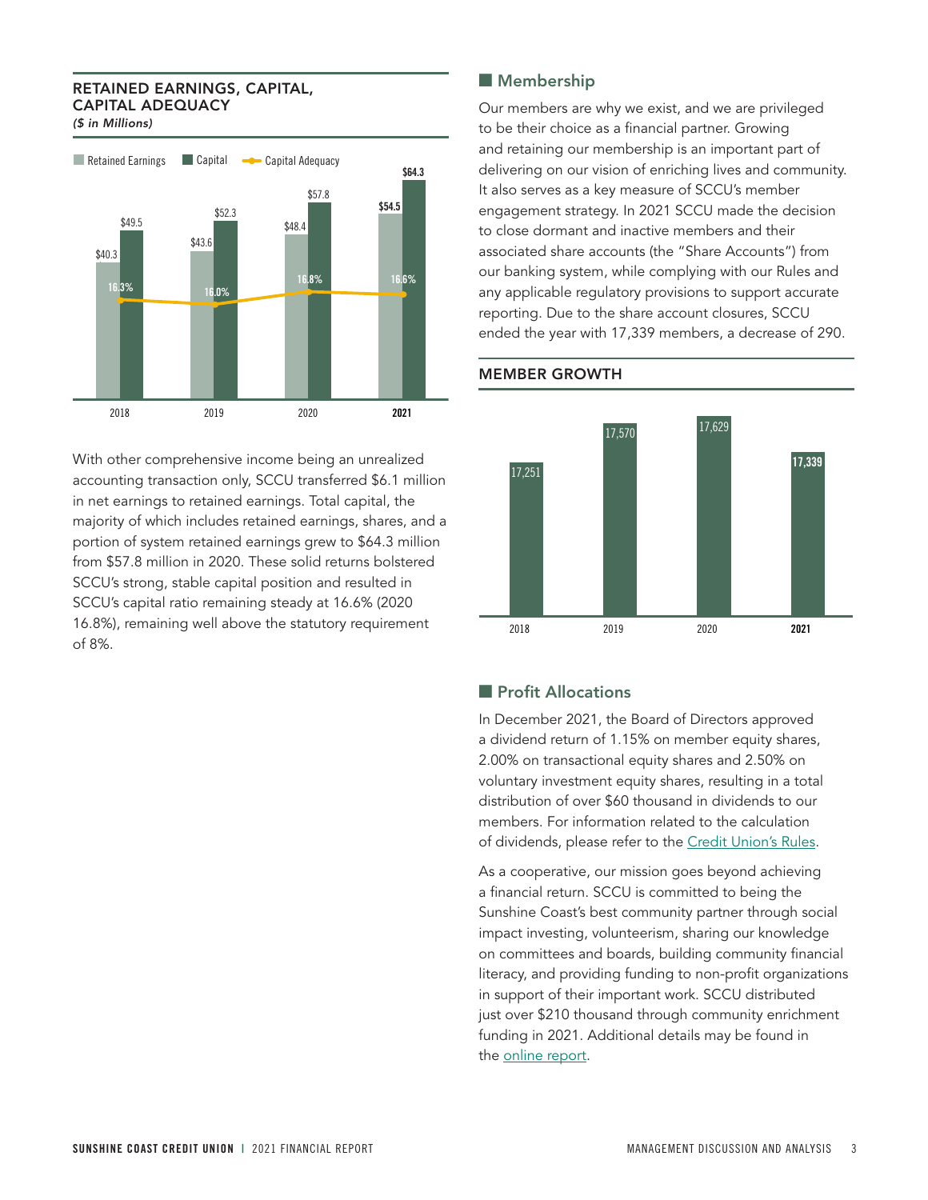### RETAINED EARNINGS, CAPITAL, CAPITAL ADEQUACY
*($ in Millions)*

| | Retained Earnings | Capital | Capital Adequacy |
|---|---|---|---|
| 2018 | $40.3 | $49.5 | 16.3% |
| 2019 | $43.6 | $52.3 | 16.0% |
| 2020 | $48.4 | $57.8 | 16.8% |
| **2021** | **$54.5** | **$64.3** | **16.6%** |

With other comprehensive income being an unrealized accounting transaction only, SCCU transferred $6.1 million in net earnings to retained earnings. Total capital, the majority of which includes retained earnings, shares, and a portion of system retained earnings grew to $64.3 million from $57.8 million in 2020. These solid returns bolstered SCCU's strong, stable capital position and resulted in SCCU's capital ratio remaining steady at 16.6% (2020 16.8%), remaining well above the statutory requirement of 8%.

## Membership

Our members are why we exist, and we are privileged to be their choice as a financial partner. Growing and retaining our membership is an important part of delivering on our vision of enriching lives and community. It also serves as a key measure of SCCU's member engagement strategy. In 2021 SCCU made the decision to close dormant and inactive members and their associated share accounts (the "Share Accounts") from our banking system, while complying with our Rules and any applicable regulatory provisions to support accurate reporting. Due to the share account closures, SCCU ended the year with 17,339 members, a decrease of 290.

### MEMBER GROWTH

| Year | Members |
|---|---|
| 2018 | 17,251 |
| 2019 | 17,570 |
| 2020 | 17,629 |
| **2021** | **17,339** |

## Profit Allocations

In December 2021, the Board of Directors approved a dividend return of 1.15% on member equity shares, 2.00% on transactional equity shares and 2.50% on voluntary investment equity shares, resulting in a total distribution of over $60 thousand in dividends to our members. For information related to the calculation of dividends, please refer to the Credit Union's Rules.

As a cooperative, our mission goes beyond achieving a financial return. SCCU is committed to being the Sunshine Coast's best community partner through social impact investing, volunteerism, sharing our knowledge on committees and boards, building community financial literacy, and providing funding to non-profit organizations in support of their important work. SCCU distributed just over $210 thousand through community enrichment funding in 2021. Additional details may be found in the online report.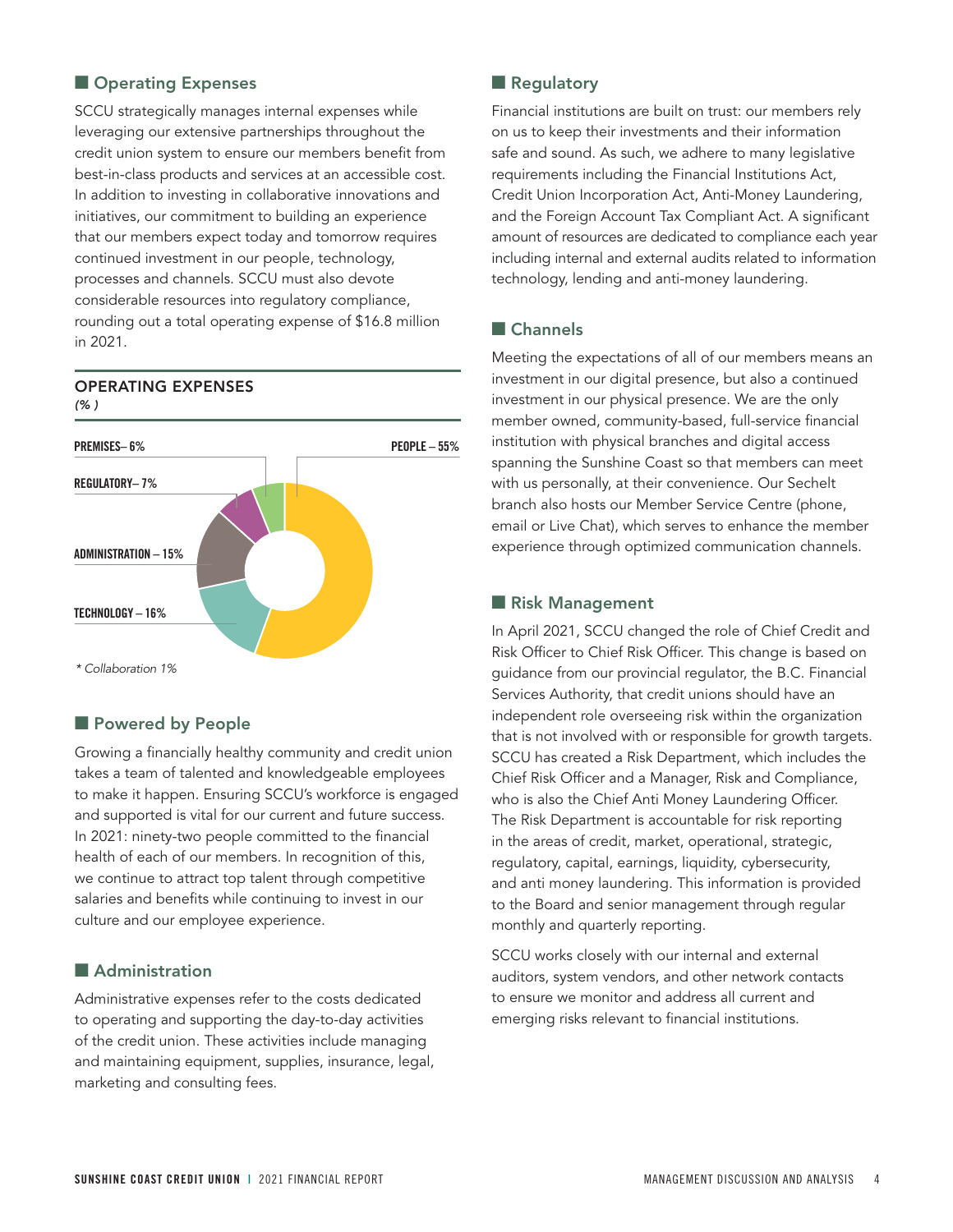## Operating Expenses

SCCU strategically manages internal expenses while leveraging our extensive partnerships throughout the credit union system to ensure our members benefit from best-in-class products and services at an accessible cost. In addition to investing in collaborative innovations and initiatives, our commitment to building an experience that our members expect today and tomorrow requires continued investment in our people, technology, processes and channels. SCCU must also devote considerable resources into regulatory compliance, rounding out a total operating expense of $16.8 million in 2021.

**OPERATING EXPENSES**
*(%)*

PREMISES– 6%

REGULATORY– 7%

ADMINISTRATION – 15%

TECHNOLOGY – 16%

PEOPLE – 55%

*\* Collaboration 1%*

## Powered by People

Growing a financially healthy community and credit union takes a team of talented and knowledgeable employees to make it happen. Ensuring SCCU's workforce is engaged and supported is vital for our current and future success. In 2021: ninety-two people committed to the financial health of each of our members. In recognition of this, we continue to attract top talent through competitive salaries and benefits while continuing to invest in our culture and our employee experience.

## Administration

Administrative expenses refer to the costs dedicated to operating and supporting the day-to-day activities of the credit union. These activities include managing and maintaining equipment, supplies, insurance, legal, marketing and consulting fees.

## Regulatory

Financial institutions are built on trust: our members rely on us to keep their investments and their information safe and sound. As such, we adhere to many legislative requirements including the Financial Institutions Act, Credit Union Incorporation Act, Anti-Money Laundering, and the Foreign Account Tax Compliant Act. A significant amount of resources are dedicated to compliance each year including internal and external audits related to information technology, lending and anti-money laundering.

## Channels

Meeting the expectations of all of our members means an investment in our digital presence, but also a continued investment in our physical presence. We are the only member owned, community-based, full-service financial institution with physical branches and digital access spanning the Sunshine Coast so that members can meet with us personally, at their convenience. Our Sechelt branch also hosts our Member Service Centre (phone, email or Live Chat), which serves to enhance the member experience through optimized communication channels.

## Risk Management

In April 2021, SCCU changed the role of Chief Credit and Risk Officer to Chief Risk Officer. This change is based on guidance from our provincial regulator, the B.C. Financial Services Authority, that credit unions should have an independent role overseeing risk within the organization that is not involved with or responsible for growth targets. SCCU has created a Risk Department, which includes the Chief Risk Officer and a Manager, Risk and Compliance, who is also the Chief Anti Money Laundering Officer. The Risk Department is accountable for risk reporting in the areas of credit, market, operational, strategic, regulatory, capital, earnings, liquidity, cybersecurity, and anti money laundering. This information is provided to the Board and senior management through regular monthly and quarterly reporting.

SCCU works closely with our internal and external auditors, system vendors, and other network contacts to ensure we monitor and address all current and emerging risks relevant to financial institutions.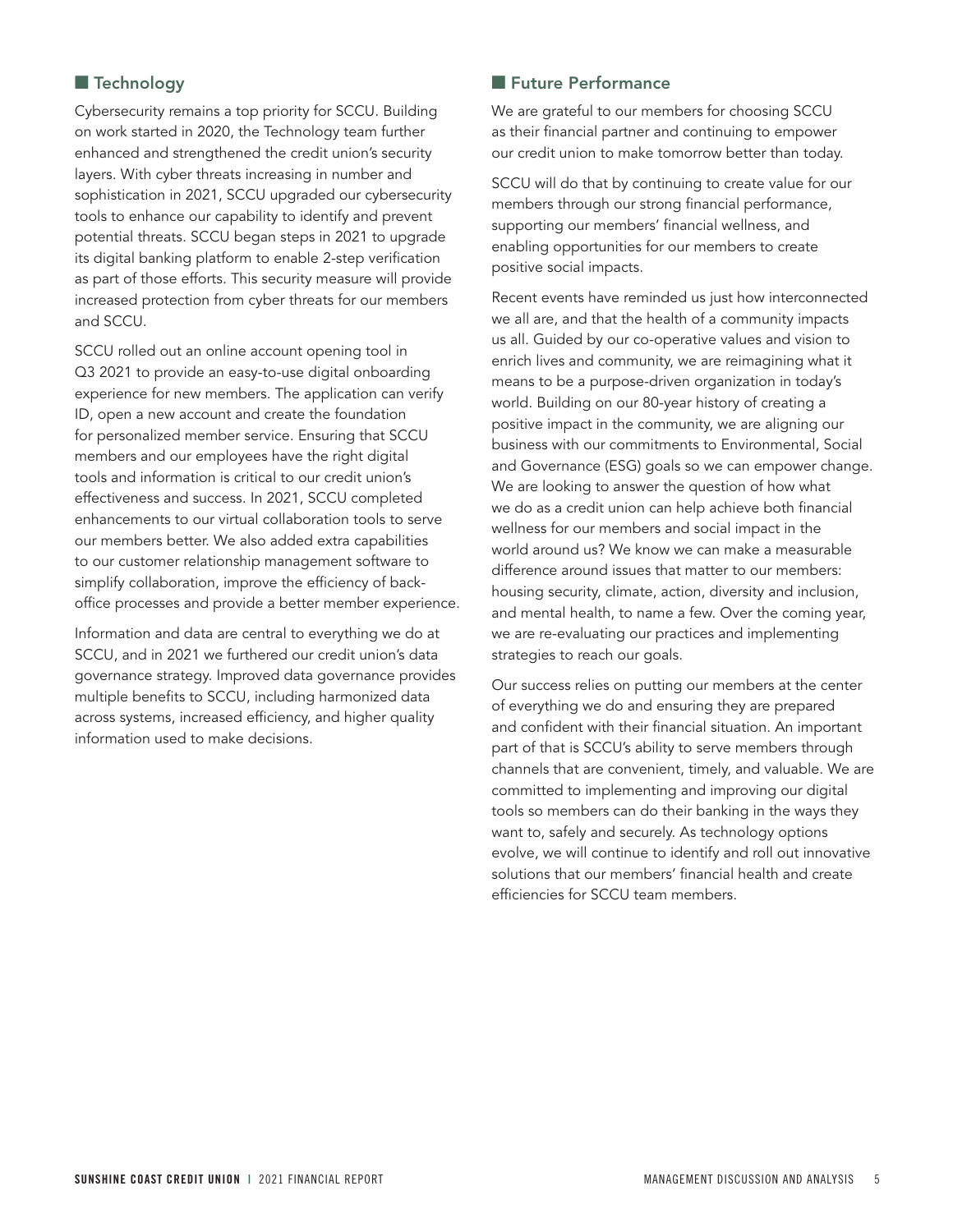## Technology

Cybersecurity remains a top priority for SCCU. Building on work started in 2020, the Technology team further enhanced and strengthened the credit union's security layers. With cyber threats increasing in number and sophistication in 2021, SCCU upgraded our cybersecurity tools to enhance our capability to identify and prevent potential threats. SCCU began steps in 2021 to upgrade its digital banking platform to enable 2-step verification as part of those efforts. This security measure will provide increased protection from cyber threats for our members and SCCU.

SCCU rolled out an online account opening tool in Q3 2021 to provide an easy-to-use digital onboarding experience for new members. The application can verify ID, open a new account and create the foundation for personalized member service. Ensuring that SCCU members and our employees have the right digital tools and information is critical to our credit union's effectiveness and success. In 2021, SCCU completed enhancements to our virtual collaboration tools to serve our members better. We also added extra capabilities to our customer relationship management software to simplify collaboration, improve the efficiency of back-office processes and provide a better member experience.

Information and data are central to everything we do at SCCU, and in 2021 we furthered our credit union's data governance strategy. Improved data governance provides multiple benefits to SCCU, including harmonized data across systems, increased efficiency, and higher quality information used to make decisions.

## Future Performance

We are grateful to our members for choosing SCCU as their financial partner and continuing to empower our credit union to make tomorrow better than today.

SCCU will do that by continuing to create value for our members through our strong financial performance, supporting our members' financial wellness, and enabling opportunities for our members to create positive social impacts.

Recent events have reminded us just how interconnected we all are, and that the health of a community impacts us all. Guided by our co-operative values and vision to enrich lives and community, we are reimagining what it means to be a purpose-driven organization in today's world. Building on our 80-year history of creating a positive impact in the community, we are aligning our business with our commitments to Environmental, Social and Governance (ESG) goals so we can empower change. We are looking to answer the question of how what we do as a credit union can help achieve both financial wellness for our members and social impact in the world around us? We know we can make a measurable difference around issues that matter to our members: housing security, climate, action, diversity and inclusion, and mental health, to name a few. Over the coming year, we are re-evaluating our practices and implementing strategies to reach our goals.

Our success relies on putting our members at the center of everything we do and ensuring they are prepared and confident with their financial situation. An important part of that is SCCU's ability to serve members through channels that are convenient, timely, and valuable. We are committed to implementing and improving our digital tools so members can do their banking in the ways they want to, safely and securely. As technology options evolve, we will continue to identify and roll out innovative solutions that our members' financial health and create efficiencies for SCCU team members.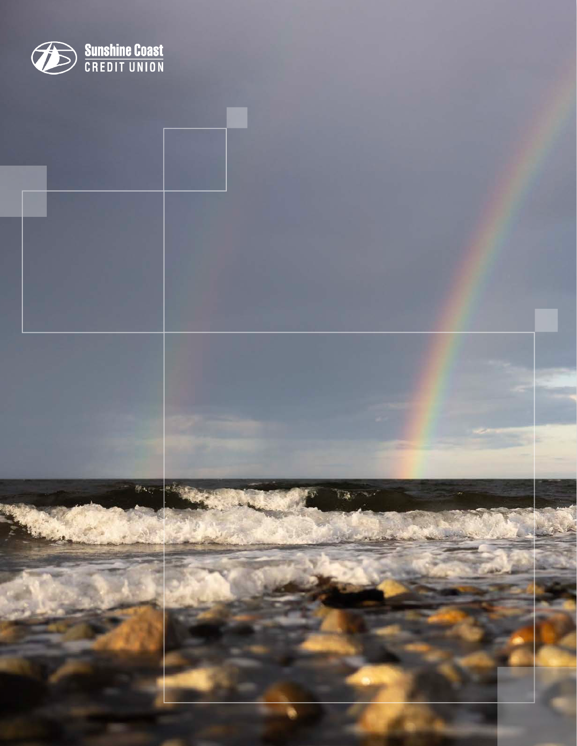Sunshine Coast
CREDIT UNION